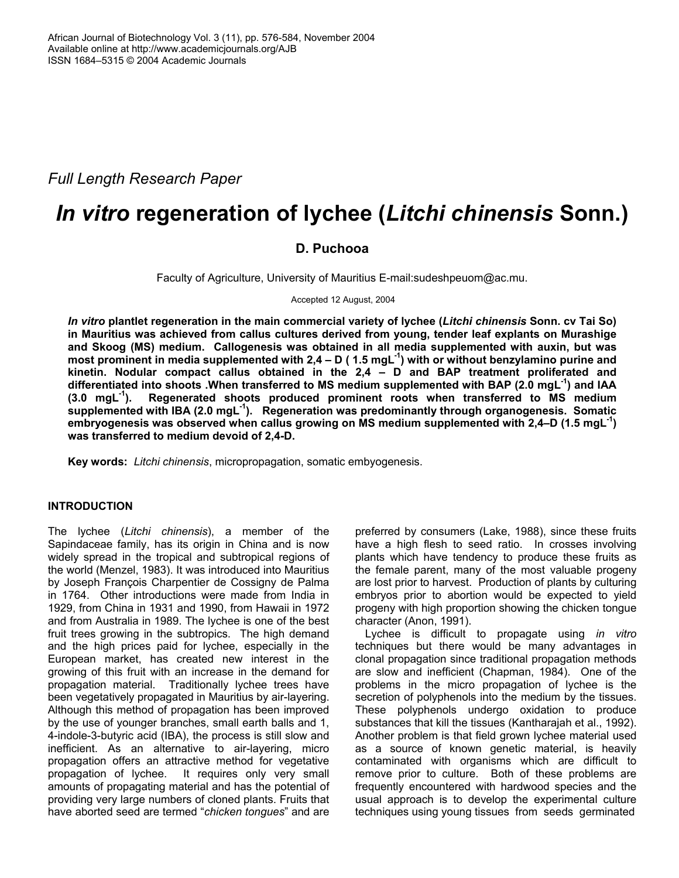*Full Length Research Paper*

# *In vitro* regeneration of lychee (*Litchi chinensis* Sonn.)

**D. Puchooa**

Faculty of Agriculture, University of Mauritius E-mail:sudeshpeuom@ac.mu.

Accepted 12 August, 2004

***In vitro*** **plantlet regeneration in the main commercial variety of lychee (*Litchi chinensis* Sonn. cv Tai So) in Mauritius was achieved from callus cultures derived from young, tender leaf explants on Murashige and Skoog (MS) medium. Callogenesis was obtained in all media supplemented with auxin, but was most prominent in media supplemented with 2,4 – D ( 1.5 mgL$^{-1}$) with or without benzylamino purine and kinetin. Nodular compact callus obtained in the 2,4 – D and BAP treatment proliferated and differentiated into shoots .When transferred to MS medium supplemented with BAP (2.0 mgL$^{-1}$) and IAA (3.0 mgL$^{-1}$). Regenerated shoots produced prominent roots when transferred to MS medium supplemented with IBA (2.0 mgL$^{-1}$). Regeneration was predominantly through organogenesis. Somatic embryogenesis was observed when callus growing on MS medium supplemented with 2,4–D (1.5 mgL$^{-1}$) was transferred to medium devoid of 2,4-D.**

**Key words:** *Litchi chinensis*, micropropagation, somatic embyogenesis.

## INTRODUCTION

The lychee (*Litchi chinensis*), a member of the Sapindaceae family, has its origin in China and is now widely spread in the tropical and subtropical regions of the world (Menzel, 1983). It was introduced into Mauritius by Joseph François Charpentier de Cossigny de Palma in 1764. Other introductions were made from India in 1929, from China in 1931 and 1990, from Hawaii in 1972 and from Australia in 1989. The lychee is one of the best fruit trees growing in the subtropics. The high demand and the high prices paid for lychee, especially in the European market, has created new interest in the growing of this fruit with an increase in the demand for propagation material. Traditionally lychee trees have been vegetatively propagated in Mauritius by air-layering. Although this method of propagation has been improved by the use of younger branches, small earth balls and 1, 4-indole-3-butyric acid (IBA), the process is still slow and inefficient. As an alternative to air-layering, micro propagation offers an attractive method for vegetative propagation of lychee. It requires only very small amounts of propagating material and has the potential of providing very large numbers of cloned plants. Fruits that have aborted seed are termed "*chicken tongues*" and are preferred by consumers (Lake, 1988), since these fruits have a high flesh to seed ratio. In crosses involving plants which have tendency to produce these fruits as the female parent, many of the most valuable progeny are lost prior to harvest. Production of plants by culturing embryos prior to abortion would be expected to yield progeny with high proportion showing the chicken tongue character (Anon, 1991).

Lychee is difficult to propagate using *in vitro* techniques but there would be many advantages in clonal propagation since traditional propagation methods are slow and inefficient (Chapman, 1984). One of the problems in the micro propagation of lychee is the secretion of polyphenols into the medium by the tissues. These polyphenols undergo oxidation to produce substances that kill the tissues (Kantharajah et al., 1992). Another problem is that field grown lychee material used as a source of known genetic material, is heavily contaminated with organisms which are difficult to remove prior to culture. Both of these problems are frequently encountered with hardwood species and the usual approach is to develop the experimental culture techniques using young tissues from seeds germinated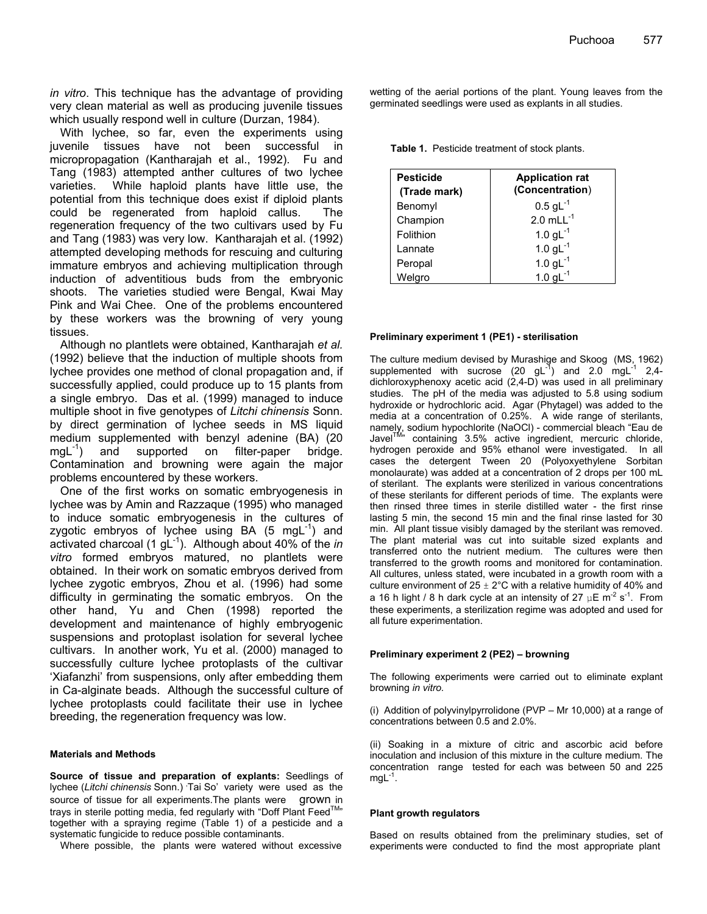*in vitro*. This technique has the advantage of providing very clean material as well as producing juvenile tissues which usually respond well in culture (Durzan, 1984).

With lychee, so far, even the experiments using juvenile tissues have not been successful in micropropagation (Kantharajah et al., 1992). Fu and Tang (1983) attempted anther cultures of two lychee varieties. While haploid plants have little use, the potential from this technique does exist if diploid plants could be regenerated from haploid callus. The regeneration frequency of the two cultivars used by Fu and Tang (1983) was very low. Kantharajah et al. (1992) attempted developing methods for rescuing and culturing immature embryos and achieving multiplication through induction of adventitious buds from the embryonic shoots. The varieties studied were Bengal, Kwai May Pink and Wai Chee. One of the problems encountered by these workers was the browning of very young tissues.

Although no plantlets were obtained, Kantharajah *et al.* (1992) believe that the induction of multiple shoots from lychee provides one method of clonal propagation and, if successfully applied, could produce up to 15 plants from a single embryo. Das et al. (1999) managed to induce multiple shoot in five genotypes of *Litchi chinensis* Sonn. by direct germination of lychee seeds in MS liquid medium supplemented with benzyl adenine (BA) (20 $mgL^{-1}$) and supported on filter-paper bridge. Contamination and browning were again the major problems encountered by these workers.

One of the first works on somatic embryogenesis in lychee was by Amin and Razzaque (1995) who managed to induce somatic embryogenesis in the cultures of zygotic embryos of lychee using BA (5 $mgL^{-1}$) and activated charcoal (1 $gL^{-1}$). Although about 40% of the *in vitro* formed embryos matured, no plantlets were obtained. In their work on somatic embryos derived from lychee zygotic embryos, Zhou et al. (1996) had some difficulty in germinating the somatic embryos. On the other hand, Yu and Chen (1998) reported the development and maintenance of highly embryogenic suspensions and protoplast isolation for several lychee cultivars. In another work, Yu et al. (2000) managed to successfully culture lychee protoplasts of the cultivar 'Xiafanzhi' from suspensions, only after embedding them in Ca-alginate beads. Although the successful culture of lychee protoplasts could facilitate their use in lychee breeding, the regeneration frequency was low.

## Materials and Methods

**Source of tissue and preparation of explants:** Seedlings of lychee (*Litchi chinensis* Sonn.) 'Tai So' variety were used as the source of tissue for all experiments.The plants were grown in trays in sterile potting media, fed regularly with "Doff Plant Feed™" together with a spraying regime (Table 1) of a pesticide and a systematic fungicide to reduce possible contaminants.

Where possible, the plants were watered without excessive wetting of the aerial portions of the plant. Young leaves from the germinated seedlings were used as explants in all studies.

**Table 1.** Pesticide treatment of stock plants.

| Pesticide (Trade mark) | Application rat (Concentration) |
|---|---|
| Benomyl | 0.5 $gL^{-1}$ |
| Champion | 2.0 $mLL^{-1}$ |
| Folithion | 1.0 $gL^{-1}$ |
| Lannate | 1.0 $gL^{-1}$ |
| Peropal | 1.0 $gL^{-1}$ |
| Welgro | 1.0 $gL^{-1}$ |

### Preliminary experiment 1 (PE1) - sterilisation

The culture medium devised by Murashige and Skoog (MS, 1962) supplemented with sucrose (20 $gL^{-1}$) and 2.0 $mgL^{-1}$ 2,4-dichloroxyphenoxy acetic acid (2,4-D) was used in all preliminary studies. The pH of the media was adjusted to 5.8 using sodium hydroxide or hydrochloric acid. Agar (Phytagel) was added to the media at a concentration of 0.25%. A wide range of sterilants, namely, sodium hypochlorite (NaOCl) - commercial bleach "Eau de Javel™" containing 3.5% active ingredient, mercuric chloride, hydrogen peroxide and 95% ethanol were investigated. In all cases the detergent Tween 20 (Polyoxyethylene Sorbitan monolaurate) was added at a concentration of 2 drops per 100 mL of sterilant. The explants were sterilized in various concentrations of these sterilants for different periods of time. The explants were then rinsed three times in sterile distilled water - the first rinse lasting 5 min, the second 15 min and the final rinse lasted for 30 min. All plant tissue visibly damaged by the sterilant was removed. The plant material was cut into suitable sized explants and transferred onto the nutrient medium. The cultures were then transferred to the growth rooms and monitored for contamination. All cultures, unless stated, were incubated in a growth room with a culture environment of 25 ± 2°C with a relative humidity of 40% and a 16 h light / 8 h dark cycle at an intensity of 27 $\mu E\ m^{-2}\ s^{-1}$. From these experiments, a sterilization regime was adopted and used for all future experimentation.

### Preliminary experiment 2 (PE2) – browning

The following experiments were carried out to eliminate explant browning *in vitro.*

(i) Addition of polyvinylpyrrolidone (PVP – Mr 10,000) at a range of concentrations between 0.5 and 2.0%.

(ii) Soaking in a mixture of citric and ascorbic acid before inoculation and inclusion of this mixture in the culture medium. The concentration range tested for each was between 50 and 225 $mgL^{-1}$.

### Plant growth regulators

Based on results obtained from the preliminary studies, set of experiments were conducted to find the most appropriate plant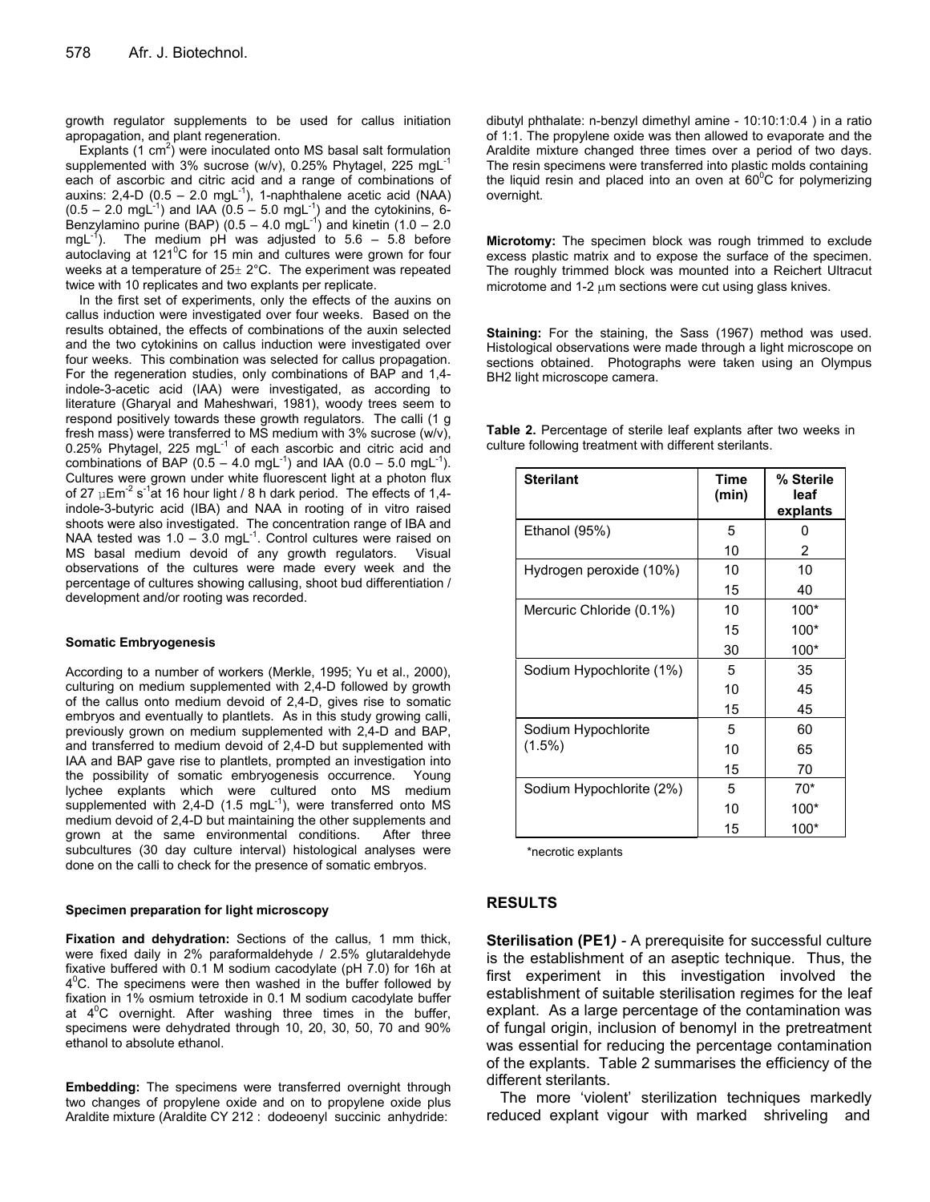growth regulator supplements to be used for callus initiation apropagation, and plant regeneration.

Explants (1 $cm^2$) were inoculated onto MS basal salt formulation supplemented with 3% sucrose (w/v), 0.25% Phytagel, 225 $mgL^{-1}$ each of ascorbic and citric acid and a range of combinations of auxins: 2,4-D (0.5 – 2.0 $mgL^{-1}$), 1-naphthalene acetic acid (NAA) (0.5 – 2.0 $mgL^{-1}$) and IAA (0.5 – 5.0 $mgL^{-1}$) and the cytokinins, 6-Benzylamino purine (BAP) (0.5 – 4.0 $mgL^{-1}$) and kinetin (1.0 – 2.0 $mgL^{-1}$). The medium pH was adjusted to 5.6 – 5.8 before autoclaving at 121$^0$C for 15 min and cultures were grown for four weeks at a temperature of 25± 2°C. The experiment was repeated twice with 10 replicates and two explants per replicate.

In the first set of experiments, only the effects of the auxins on callus induction were investigated over four weeks. Based on the results obtained, the effects of combinations of the auxin selected and the two cytokinins on callus induction were investigated over four weeks. This combination was selected for callus propagation. For the regeneration studies, only combinations of BAP and 1,4-indole-3-acetic acid (IAA) were investigated, as according to literature (Gharyal and Maheshwari, 1981), woody trees seem to respond positively towards these growth regulators. The calli (1 g fresh mass) were transferred to MS medium with 3% sucrose (w/v), 0.25% Phytagel, 225 $mgL^{-1}$ of each ascorbic and citric acid and combinations of BAP (0.5 – 4.0 $mgL^{-1}$) and IAA (0.0 – 5.0 $mgL^{-1}$). Cultures were grown under white fluorescent light at a photon flux of 27 $\mu Em^{-2} s^{-1}$ at 16 hour light / 8 h dark period. The effects of 1,4-indole-3-butyric acid (IBA) and NAA in rooting of in vitro raised shoots were also investigated. The concentration range of IBA and NAA tested was 1.0 – 3.0 $mgL^{-1}$. Control cultures were raised on MS basal medium devoid of any growth regulators. Visual observations of the cultures were made every week and the percentage of cultures showing callusing, shoot bud differentiation / development and/or rooting was recorded.

#### Somatic Embryogenesis

According to a number of workers (Merkle, 1995; Yu et al., 2000), culturing on medium supplemented with 2,4-D followed by growth of the callus onto medium devoid of 2,4-D, gives rise to somatic embryos and eventually to plantlets. As in this study growing calli, previously grown on medium supplemented with 2,4-D and BAP, and transferred to medium devoid of 2,4-D but supplemented with IAA and BAP gave rise to plantlets, prompted an investigation into the possibility of somatic embryogenesis occurrence. Young lychee explants which were cultured onto MS medium supplemented with 2,4-D (1.5 $mgL^{-1}$), were transferred onto MS medium devoid of 2,4-D but maintaining the other supplements and grown at the same environmental conditions. After three subcultures (30 day culture interval) histological analyses were done on the calli to check for the presence of somatic embryos.

#### Specimen preparation for light microscopy

**Fixation and dehydration:** Sections of the callus, 1 mm thick, were fixed daily in 2% paraformaldehyde / 2.5% glutaraldehyde fixative buffered with 0.1 M sodium cacodylate (pH 7.0) for 16h at 4$^0$C. The specimens were then washed in the buffer followed by fixation in 1% osmium tetroxide in 0.1 M sodium cacodylate buffer at 4$^0$C overnight. After washing three times in the buffer, specimens were dehydrated through 10, 20, 30, 50, 70 and 90% ethanol to absolute ethanol.

**Embedding:** The specimens were transferred overnight through two changes of propylene oxide and on to propylene oxide plus Araldite mixture (Araldite CY 212 : dodeoenyl succinic anhydride: dibutyl phthalate: n-benzyl dimethyl amine - 10:10:1:0.4 ) in a ratio of 1:1. The propylene oxide was then allowed to evaporate and the Araldite mixture changed three times over a period of two days. The resin specimens were transferred into plastic molds containing the liquid resin and placed into an oven at 60$^0$C for polymerizing overnight.

**Microtomy:** The specimen block was rough trimmed to exclude excess plastic matrix and to expose the surface of the specimen. The roughly trimmed block was mounted into a Reichert Ultracut microtome and 1-2 μm sections were cut using glass knives.

**Staining:** For the staining, the Sass (1967) method was used. Histological observations were made through a light microscope on sections obtained. Photographs were taken using an Olympus BH2 light microscope camera.

**Table 2.** Percentage of sterile leaf explants after two weeks in culture following treatment with different sterilants.

| Sterilant | Time (min) | % Sterile leaf explants |
|---|---|---|
| Ethanol (95%) | 5 | 0 |
| | 10 | 2 |
| Hydrogen peroxide (10%) | 10 | 10 |
| | 15 | 40 |
| Mercuric Chloride (0.1%) | 10 | 100* |
| | 15 | 100* |
| | 30 | 100* |
| Sodium Hypochlorite (1%) | 5 | 35 |
| | 10 | 45 |
| | 15 | 45 |
| Sodium Hypochlorite (1.5%) | 5 | 60 |
| | 10 | 65 |
| | 15 | 70 |
| Sodium Hypochlorite (2%) | 5 | 70* |
| | 10 | 100* |
| | 15 | 100* |

*necrotic explants

## RESULTS

**Sterilisation (PE1)** - A prerequisite for successful culture is the establishment of an aseptic technique. Thus, the first experiment in this investigation involved the establishment of suitable sterilisation regimes for the leaf explant. As a large percentage of the contamination was of fungal origin, inclusion of benomyl in the pretreatment was essential for reducing the percentage contamination of the explants. Table 2 summarises the efficiency of the different sterilants.

The more 'violent' sterilization techniques markedly reduced explant vigour with marked shriveling and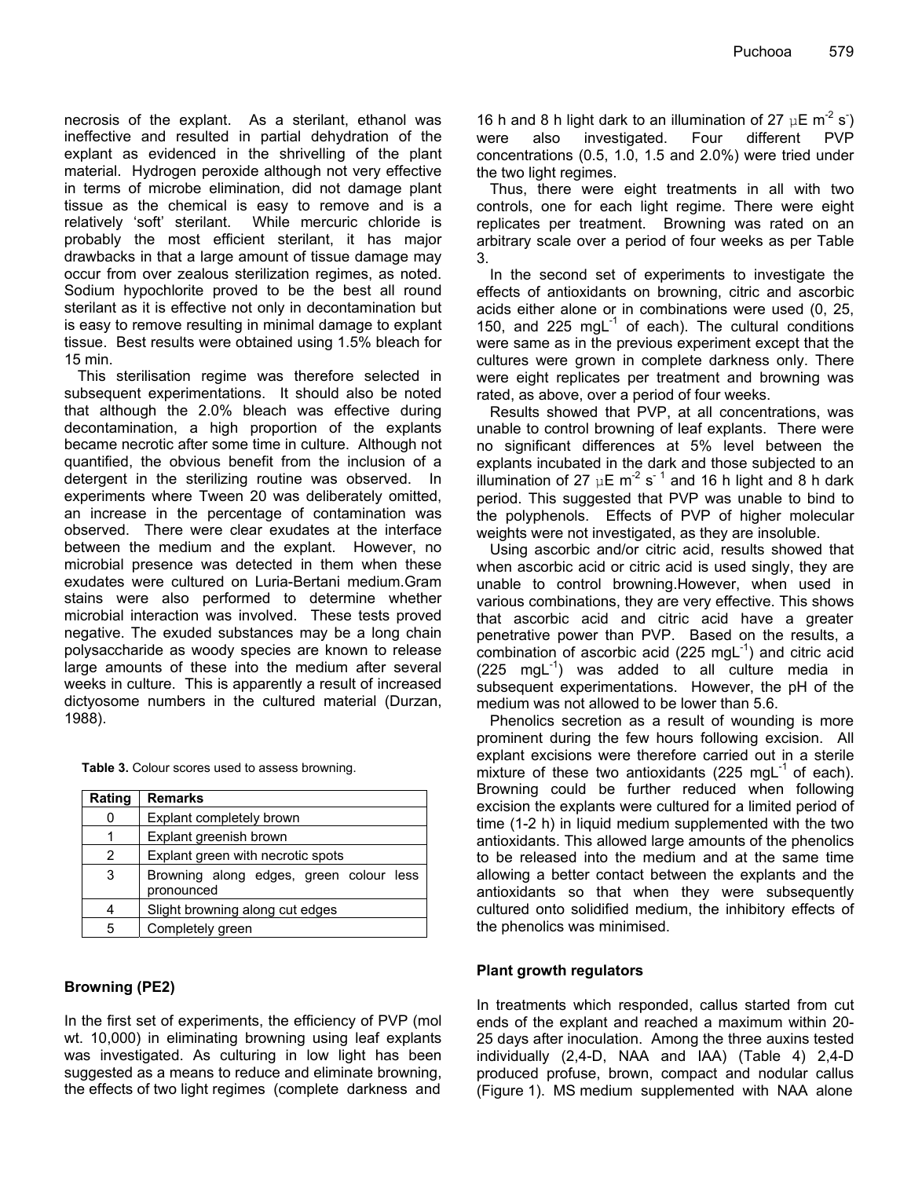necrosis of the explant. As a sterilant, ethanol was ineffective and resulted in partial dehydration of the explant as evidenced in the shrivelling of the plant material. Hydrogen peroxide although not very effective in terms of microbe elimination, did not damage plant tissue as the chemical is easy to remove and is a relatively 'soft' sterilant. While mercuric chloride is probably the most efficient sterilant, it has major drawbacks in that a large amount of tissue damage may occur from over zealous sterilization regimes, as noted. Sodium hypochlorite proved to be the best all round sterilant as it is effective not only in decontamination but is easy to remove resulting in minimal damage to explant tissue. Best results were obtained using 1.5% bleach for 15 min.

This sterilisation regime was therefore selected in subsequent experimentations. It should also be noted that although the 2.0% bleach was effective during decontamination, a high proportion of the explants became necrotic after some time in culture. Although not quantified, the obvious benefit from the inclusion of a detergent in the sterilizing routine was observed. In experiments where Tween 20 was deliberately omitted, an increase in the percentage of contamination was observed. There were clear exudates at the interface between the medium and the explant. However, no microbial presence was detected in them when these exudates were cultured on Luria-Bertani medium.Gram stains were also performed to determine whether microbial interaction was involved. These tests proved negative. The exuded substances may be a long chain polysaccharide as woody species are known to release large amounts of these into the medium after several weeks in culture. This is apparently a result of increased dictyosome numbers in the cultured material (Durzan, 1988).

**Table 3.** Colour scores used to assess browning.

| Rating | Remarks |
|---|---|
| 0 | Explant completely brown |
| 1 | Explant greenish brown |
| 2 | Explant green with necrotic spots |
| 3 | Browning along edges, green colour less pronounced |
| 4 | Slight browning along cut edges |
| 5 | Completely green |

## Browning (PE2)

In the first set of experiments, the efficiency of PVP (mol wt. 10,000) in eliminating browning using leaf explants was investigated. As culturing in low light has been suggested as a means to reduce and eliminate browning, the effects of two light regimes (complete darkness and 16 h and 8 h light dark to an illumination of 27 $\mu$E $m^{-2}$ $s^{-}$) were also investigated. Four different PVP concentrations (0.5, 1.0, 1.5 and 2.0%) were tried under the two light regimes.

Thus, there were eight treatments in all with two controls, one for each light regime. There were eight replicates per treatment. Browning was rated on an arbitrary scale over a period of four weeks as per Table 3.

In the second set of experiments to investigate the effects of antioxidants on browning, citric and ascorbic acids either alone or in combinations were used (0, 25, 150, and 225 $mgL^{-1}$ of each). The cultural conditions were same as in the previous experiment except that the cultures were grown in complete darkness only. There were eight replicates per treatment and browning was rated, as above, over a period of four weeks.

Results showed that PVP, at all concentrations, was unable to control browning of leaf explants. There were no significant differences at 5% level between the explants incubated in the dark and those subjected to an illumination of 27 $\mu$E $m^{-2}$ $s^{-1}$ and 16 h light and 8 h dark period. This suggested that PVP was unable to bind to the polyphenols. Effects of PVP of higher molecular weights were not investigated, as they are insoluble.

Using ascorbic and/or citric acid, results showed that when ascorbic acid or citric acid is used singly, they are unable to control browning.However, when used in various combinations, they are very effective. This shows that ascorbic acid and citric acid have a greater penetrative power than PVP. Based on the results, a combination of ascorbic acid (225 $mgL^{-1}$) and citric acid (225 $mgL^{-1}$) was added to all culture media in subsequent experimentations. However, the pH of the medium was not allowed to be lower than 5.6.

Phenolics secretion as a result of wounding is more prominent during the few hours following excision. All explant excisions were therefore carried out in a sterile mixture of these two antioxidants (225 $mgL^{-1}$ of each). Browning could be further reduced when following excision the explants were cultured for a limited period of time (1-2 h) in liquid medium supplemented with the two antioxidants. This allowed large amounts of the phenolics to be released into the medium and at the same time allowing a better contact between the explants and the antioxidants so that when they were subsequently cultured onto solidified medium, the inhibitory effects of the phenolics was minimised.

## Plant growth regulators

In treatments which responded, callus started from cut ends of the explant and reached a maximum within 20-25 days after inoculation. Among the three auxins tested individually (2,4-D, NAA and IAA) (Table 4) 2,4-D produced profuse, brown, compact and nodular callus (Figure 1). MS medium supplemented with NAA alone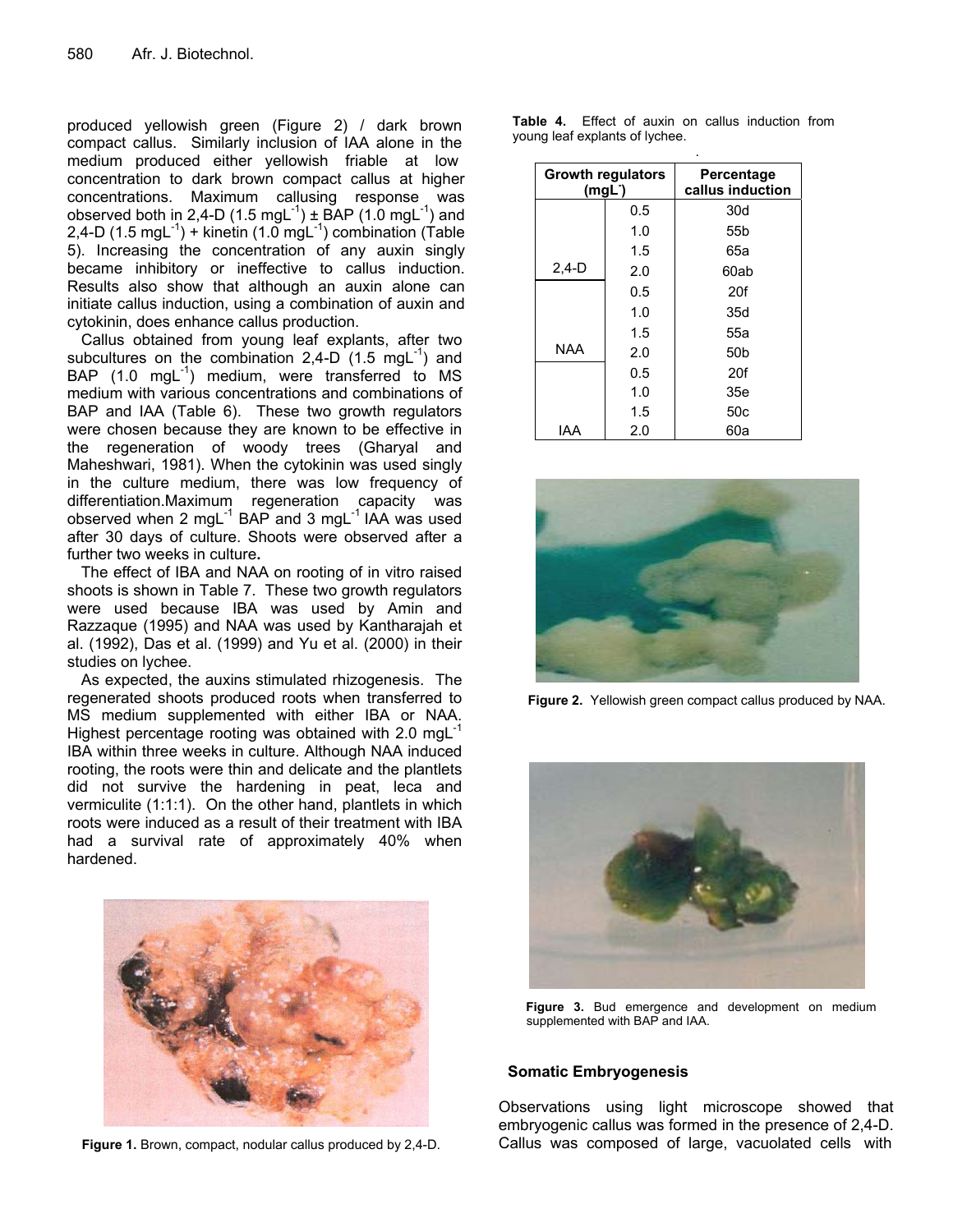produced yellowish green (Figure 2) / dark brown compact callus. Similarly inclusion of IAA alone in the medium produced either yellowish friable at low concentration to dark brown compact callus at higher concentrations. Maximum callusing response was observed both in 2,4-D (1.5 mgL$^{-1}$) ± BAP (1.0 mgL$^{-1}$) and 2,4-D (1.5 mgL$^{-1}$) + kinetin (1.0 mgL$^{-1}$) combination (Table 5). Increasing the concentration of any auxin singly became inhibitory or ineffective to callus induction. Results also show that although an auxin alone can initiate callus induction, using a combination of auxin and cytokinin, does enhance callus production.

Callus obtained from young leaf explants, after two subcultures on the combination 2,4-D (1.5 mgL$^{-1}$) and BAP (1.0 mgL$^{-1}$) medium, were transferred to MS medium with various concentrations and combinations of BAP and IAA (Table 6). These two growth regulators were chosen because they are known to be effective in the regeneration of woody trees (Gharyal and Maheshwari, 1981). When the cytokinin was used singly in the culture medium, there was low frequency of differentiation.Maximum regeneration capacity was observed when 2 mgL$^{-1}$ BAP and 3 mgL$^{-1}$ IAA was used after 30 days of culture. Shoots were observed after a further two weeks in culture**.**

The effect of IBA and NAA on rooting of in vitro raised shoots is shown in Table 7. These two growth regulators were used because IBA was used by Amin and Razzaque (1995) and NAA was used by Kantharajah et al. (1992), Das et al. (1999) and Yu et al. (2000) in their studies on lychee.

As expected, the auxins stimulated rhizogenesis. The regenerated shoots produced roots when transferred to MS medium supplemented with either IBA or NAA. Highest percentage rooting was obtained with 2.0 mgL$^{-1}$ IBA within three weeks in culture. Although NAA induced rooting, the roots were thin and delicate and the plantlets did not survive the hardening in peat, leca and vermiculite (1:1:1). On the other hand, plantlets in which roots were induced as a result of their treatment with IBA had a survival rate of approximately 40% when hardened.

**Figure 1.** Brown, compact, nodular callus produced by 2,4-D.

**Table 4.** Effect of auxin on callus induction from young leaf explants of lychee.

| Growth regulators (mgL$^{-}$) | | Percentage callus induction |
|---|---|---|
| 2,4-D | 0.5 | 30d |
| | 1.0 | 55b |
| | 1.5 | 65a |
| | 2.0 | 60ab |
| NAA | 0.5 | 20f |
| | 1.0 | 35d |
| | 1.5 | 55a |
| | 2.0 | 50b |
| IAA | 0.5 | 20f |
| | 1.0 | 35e |
| | 1.5 | 50c |
| | 2.0 | 60a |

**Figure 2.** Yellowish green compact callus produced by NAA.

**Figure 3.** Bud emergence and development on medium supplemented with BAP and IAA.

### Somatic Embryogenesis

Observations using light microscope showed that embryogenic callus was formed in the presence of 2,4-D. Callus was composed of large, vacuolated cells with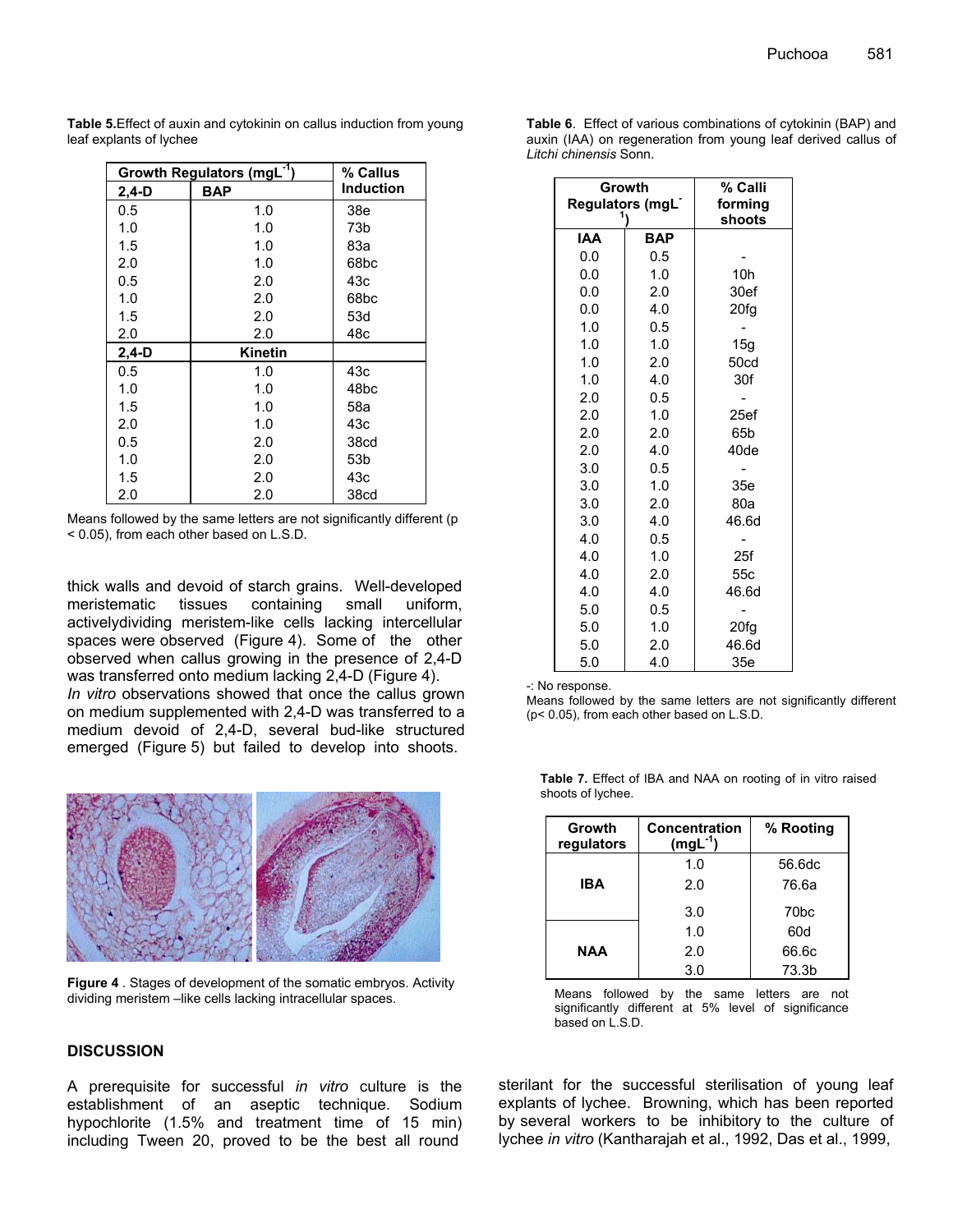**Table 5.** Effect of auxin and cytokinin on callus induction from young leaf explants of lychee

| Growth Regulators (mgL$^{-1}$) | | % Callus Induction |
|---|---|---|
| **2,4-D** | **BAP** | |
| 0.5 | 1.0 | 38e |
| 1.0 | 1.0 | 73b |
| 1.5 | 1.0 | 83a |
| 2.0 | 1.0 | 68bc |
| 0.5 | 2.0 | 43c |
| 1.0 | 2.0 | 68bc |
| 1.5 | 2.0 | 53d |
| 2.0 | 2.0 | 48c |
| **2,4-D** | **Kinetin** | |
| 0.5 | 1.0 | 43c |
| 1.0 | 1.0 | 48bc |
| 1.5 | 1.0 | 58a |
| 2.0 | 1.0 | 43c |
| 0.5 | 2.0 | 38cd |
| 1.0 | 2.0 | 53b |
| 1.5 | 2.0 | 43c |
| 2.0 | 2.0 | 38cd |

Means followed by the same letters are not significantly different ($p < 0.05$), from each other based on L.S.D.

thick walls and devoid of starch grains. Well-developed meristematic tissues containing small uniform, activelydividing meristem-like cells lacking intercellular spaces were observed (Figure 4). Some of the other observed when callus growing in the presence of 2,4-D was transferred onto medium lacking 2,4-D (Figure 4). *In vitro* observations showed that once the callus grown on medium supplemented with 2,4-D was transferred to a medium devoid of 2,4-D, several bud-like structured emerged (Figure 5) but failed to develop into shoots.

**Figure 4** . Stages of development of the somatic embryos. Activity dividing meristem –like cells lacking intracellular spaces.

**Table 6**. Effect of various combinations of cytokinin (BAP) and auxin (IAA) on regeneration from young leaf derived callus of *Litchi chinensis* Sonn.

| Growth Regulators (mgL$^{-1}$) | | % Calli forming shoots |
|---|---|---|
| **IAA** | **BAP** | |
| 0.0 | 0.5 | - |
| 0.0 | 1.0 | 10h |
| 0.0 | 2.0 | 30ef |
| 0.0 | 4.0 | 20fg |
| 1.0 | 0.5 | - |
| 1.0 | 1.0 | 15g |
| 1.0 | 2.0 | 50cd |
| 1.0 | 4.0 | 30f |
| 2.0 | 0.5 | - |
| 2.0 | 1.0 | 25ef |
| 2.0 | 2.0 | 65b |
| 2.0 | 4.0 | 40de |
| 3.0 | 0.5 | - |
| 3.0 | 1.0 | 35e |
| 3.0 | 2.0 | 80a |
| 3.0 | 4.0 | 46.6d |
| 4.0 | 0.5 | - |
| 4.0 | 1.0 | 25f |
| 4.0 | 2.0 | 55c |
| 4.0 | 4.0 | 46.6d |
| 5.0 | 0.5 | - |
| 5.0 | 1.0 | 20fg |
| 5.0 | 2.0 | 46.6d |
| 5.0 | 4.0 | 35e |

-: No response.
Means followed by the same letters are not significantly different ($p < 0.05$), from each other based on L.S.D.

**Table 7.** Effect of IBA and NAA on rooting of in vitro raised shoots of lychee.

| Growth regulators | Concentration (mgL$^{-1}$) | % Rooting |
|---|---|---|
| **IBA** | 1.0 | 56.6dc |
| | 2.0 | 76.6a |
| | 3.0 | 70bc |
| **NAA** | 1.0 | 60d |
| | 2.0 | 66.6c |
| | 3.0 | 73.3b |

Means followed by the same letters are not significantly different at 5% level of significance based on L.S.D.

## DISCUSSION

A prerequisite for successful *in vitro* culture is the establishment of an aseptic technique. Sodium hypochlorite (1.5% and treatment time of 15 min) including Tween 20, proved to be the best all round sterilant for the successful sterilisation of young leaf explants of lychee. Browning, which has been reported by several workers to be inhibitory to the culture of lychee *in vitro* (Kantharajah et al., 1992, Das et al., 1999,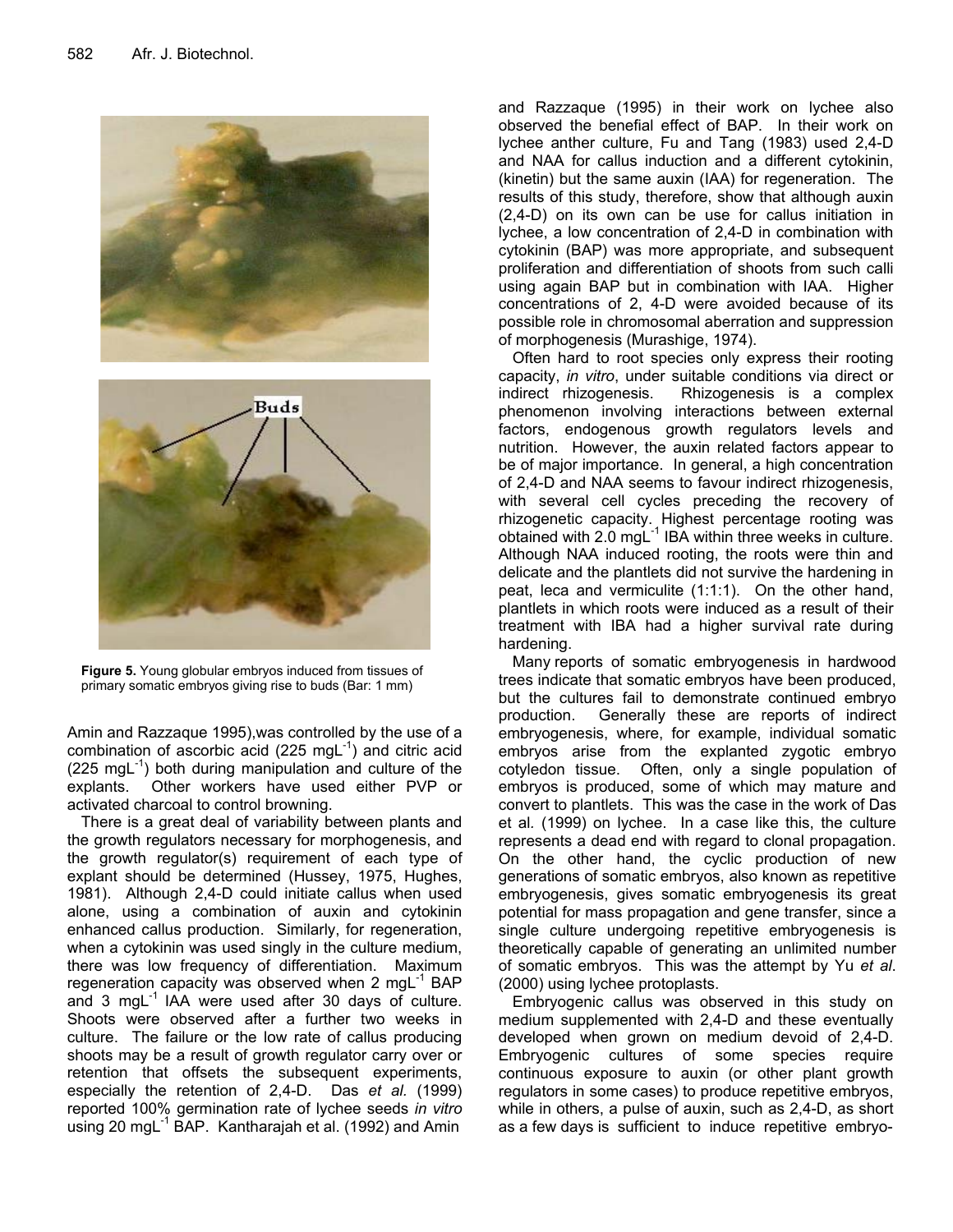Figure 5. Young globular embryos induced from tissues of primary somatic embryos giving rise to buds (Bar: 1 mm)

Amin and Razzaque 1995),was controlled by the use of a combination of ascorbic acid (225 mgL$^{-1}$) and citric acid (225 mgL$^{-1}$) both during manipulation and culture of the explants. Other workers have used either PVP or activated charcoal to control browning.

There is a great deal of variability between plants and the growth regulators necessary for morphogenesis, and the growth regulator(s) requirement of each type of explant should be determined (Hussey, 1975, Hughes, 1981). Although 2,4-D could initiate callus when used alone, using a combination of auxin and cytokinin enhanced callus production. Similarly, for regeneration, when a cytokinin was used singly in the culture medium, there was low frequency of differentiation. Maximum regeneration capacity was observed when 2 mgL$^{-1}$ BAP and 3 mgL$^{-1}$ IAA were used after 30 days of culture. Shoots were observed after a further two weeks in culture. The failure or the low rate of callus producing shoots may be a result of growth regulator carry over or retention that offsets the subsequent experiments, especially the retention of 2,4-D. Das *et al.* (1999) reported 100% germination rate of lychee seeds *in vitro* using 20 mgL$^{-1}$ BAP. Kantharajah et al. (1992) and Amin and Razzaque (1995) in their work on lychee also observed the benefial effect of BAP. In their work on lychee anther culture, Fu and Tang (1983) used 2,4-D and NAA for callus induction and a different cytokinin, (kinetin) but the same auxin (IAA) for regeneration. The results of this study, therefore, show that although auxin (2,4-D) on its own can be use for callus initiation in lychee, a low concentration of 2,4-D in combination with cytokinin (BAP) was more appropriate, and subsequent proliferation and differentiation of shoots from such calli using again BAP but in combination with IAA. Higher concentrations of 2, 4-D were avoided because of its possible role in chromosomal aberration and suppression of morphogenesis (Murashige, 1974).

Often hard to root species only express their rooting capacity, *in vitro*, under suitable conditions via direct or indirect rhizogenesis. Rhizogenesis is a complex phenomenon involving interactions between external factors, endogenous growth regulators levels and nutrition. However, the auxin related factors appear to be of major importance. In general, a high concentration of 2,4-D and NAA seems to favour indirect rhizogenesis, with several cell cycles preceding the recovery of rhizogenetic capacity. Highest percentage rooting was obtained with 2.0 mgL$^{-1}$ IBA within three weeks in culture. Although NAA induced rooting, the roots were thin and delicate and the plantlets did not survive the hardening in peat, leca and vermiculite (1:1:1). On the other hand, plantlets in which roots were induced as a result of their treatment with IBA had a higher survival rate during hardening.

Many reports of somatic embryogenesis in hardwood trees indicate that somatic embryos have been produced, but the cultures fail to demonstrate continued embryo production. Generally these are reports of indirect embryogenesis, where, for example, individual somatic embryos arise from the explanted zygotic embryo cotyledon tissue. Often, only a single population of embryos is produced, some of which may mature and convert to plantlets. This was the case in the work of Das et al. (1999) on lychee. In a case like this, the culture represents a dead end with regard to clonal propagation. On the other hand, the cyclic production of new generations of somatic embryos, also known as repetitive embryogenesis, gives somatic embryogenesis its great potential for mass propagation and gene transfer, since a single culture undergoing repetitive embryogenesis is theoretically capable of generating an unlimited number of somatic embryos. This was the attempt by Yu *et al*. (2000) using lychee protoplasts.

Embryogenic callus was observed in this study on medium supplemented with 2,4-D and these eventually developed when grown on medium devoid of 2,4-D. Embryogenic cultures of some species require continuous exposure to auxin (or other plant growth regulators in some cases) to produce repetitive embryos, while in others, a pulse of auxin, such as 2,4-D, as short as a few days is sufficient to induce repetitive embryo-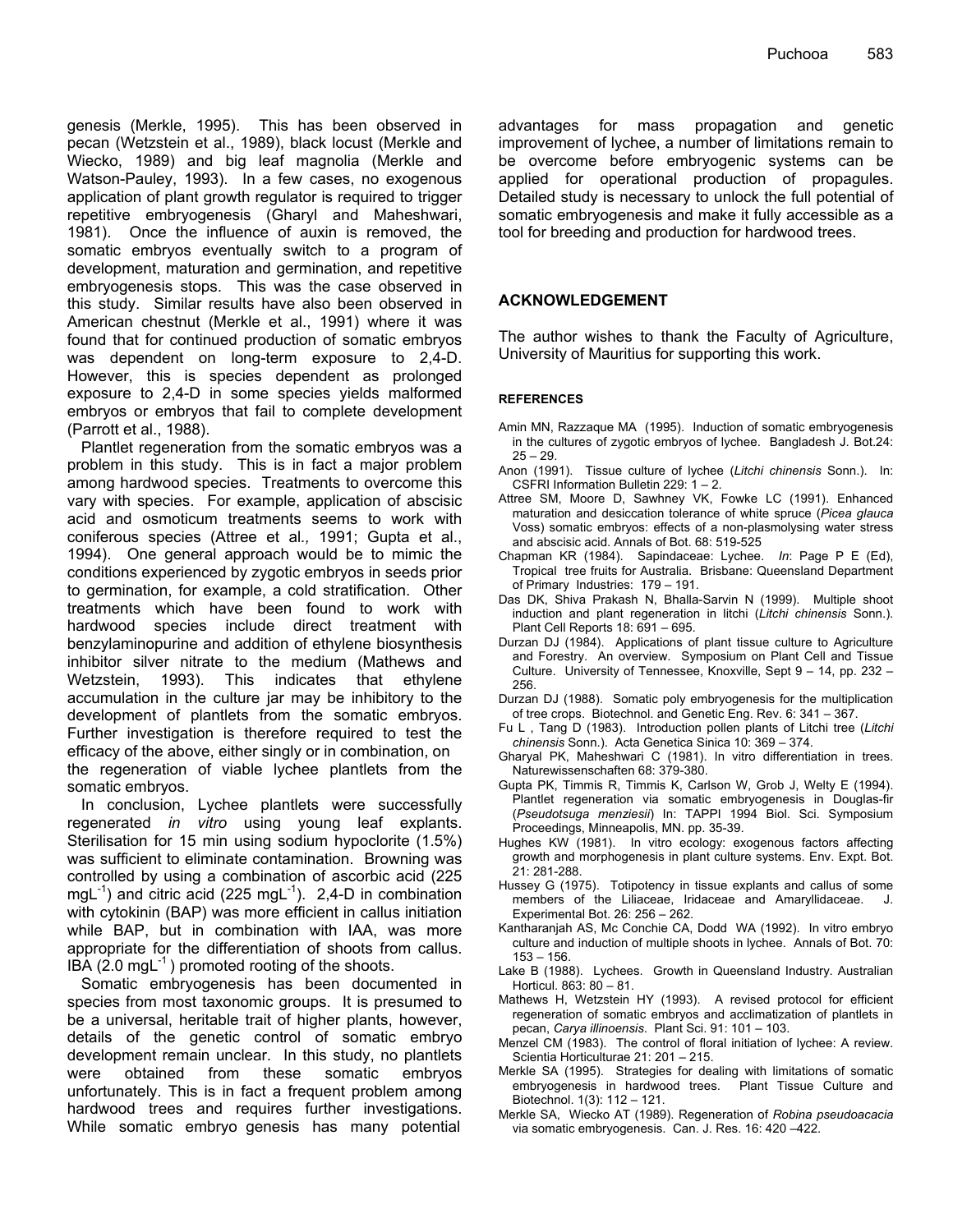genesis (Merkle, 1995). This has been observed in pecan (Wetzstein et al., 1989), black locust (Merkle and Wiecko, 1989) and big leaf magnolia (Merkle and Watson-Pauley, 1993). In a few cases, no exogenous application of plant growth regulator is required to trigger repetitive embryogenesis (Gharyl and Maheshwari, 1981). Once the influence of auxin is removed, the somatic embryos eventually switch to a program of development, maturation and germination, and repetitive embryogenesis stops. This was the case observed in this study. Similar results have also been observed in American chestnut (Merkle et al., 1991) where it was found that for continued production of somatic embryos was dependent on long-term exposure to 2,4-D. However, this is species dependent as prolonged exposure to 2,4-D in some species yields malformed embryos or embryos that fail to complete development (Parrott et al., 1988).

Plantlet regeneration from the somatic embryos was a problem in this study. This is in fact a major problem among hardwood species. Treatments to overcome this vary with species. For example, application of abscisic acid and osmoticum treatments seems to work with coniferous species (Attree et al*.,* 1991; Gupta et al., 1994). One general approach would be to mimic the conditions experienced by zygotic embryos in seeds prior to germination, for example, a cold stratification. Other treatments which have been found to work with hardwood species include direct treatment with benzylaminopurine and addition of ethylene biosynthesis inhibitor silver nitrate to the medium (Mathews and Wetzstein, 1993). This indicates that ethylene accumulation in the culture jar may be inhibitory to the development of plantlets from the somatic embryos. Further investigation is therefore required to test the efficacy of the above, either singly or in combination, on the regeneration of viable lychee plantlets from the somatic embryos.

In conclusion, Lychee plantlets were successfully regenerated *in vitro* using young leaf explants. Sterilisation for 15 min using sodium hypoclorite (1.5%) was sufficient to eliminate contamination. Browning was controlled by using a combination of ascorbic acid (225 $mgL^{-1}$) and citric acid (225 $mgL^{-1}$). 2,4-D in combination with cytokinin (BAP) was more efficient in callus initiation while BAP, but in combination with IAA, was more appropriate for the differentiation of shoots from callus. IBA (2.0 $mgL^{-1}$) promoted rooting of the shoots.

Somatic embryogenesis has been documented in species from most taxonomic groups. It is presumed to be a universal, heritable trait of higher plants, however, details of the genetic control of somatic embryo development remain unclear. In this study, no plantlets were obtained from these somatic embryos unfortunately. This is in fact a frequent problem among hardwood trees and requires further investigations. While somatic embryo genesis has many potential advantages for mass propagation and genetic improvement of lychee, a number of limitations remain to be overcome before embryogenic systems can be applied for operational production of propagules. Detailed study is necessary to unlock the full potential of somatic embryogenesis and make it fully accessible as a tool for breeding and production for hardwood trees.

## ACKNOWLEDGEMENT

The author wishes to thank the Faculty of Agriculture, University of Mauritius for supporting this work.

#### REFERENCES

Amin MN, Razzaque MA (1995). Induction of somatic embryogenesis in the cultures of zygotic embryos of lychee. Bangladesh J. Bot.24: 25 – 29.

Anon (1991). Tissue culture of lychee (*Litchi chinensis* Sonn.). In: CSFRI Information Bulletin 229: 1 – 2.

Attree SM, Moore D, Sawhney VK, Fowke LC (1991). Enhanced maturation and desiccation tolerance of white spruce (*Picea glauca* Voss) somatic embryos: effects of a non-plasmolysing water stress and abscisic acid. Annals of Bot. 68: 519-525

Chapman KR (1984). Sapindaceae: Lychee. *In*: Page P E (Ed), Tropical tree fruits for Australia. Brisbane: Queensland Department of Primary Industries: 179 – 191.

Das DK, Shiva Prakash N, Bhalla-Sarvin N (1999). Multiple shoot induction and plant regeneration in litchi (*Litchi chinensis* Sonn.). Plant Cell Reports 18: 691 – 695.

Durzan DJ (1984). Applications of plant tissue culture to Agriculture and Forestry. An overview. Symposium on Plant Cell and Tissue Culture. University of Tennessee, Knoxville, Sept 9 – 14, pp. 232 – 256.

Durzan DJ (1988). Somatic poly embryogenesis for the multiplication of tree crops. Biotechnol. and Genetic Eng. Rev. 6: 341 – 367.

Fu L , Tang D (1983). Introduction pollen plants of Litchi tree (*Litchi chinensis* Sonn.). Acta Genetica Sinica 10: 369 – 374.

Gharyal PK, Maheshwari C (1981). In vitro differentiation in trees. Naturewissenschaften 68: 379-380.

Gupta PK, Timmis R, Timmis K, Carlson W, Grob J, Welty E (1994). Plantlet regeneration via somatic embryogenesis in Douglas-fir (*Pseudotsuga menziesii*) In: TAPPI 1994 Biol. Sci. Symposium Proceedings, Minneapolis, MN. pp. 35-39.

Hughes KW (1981). In vitro ecology: exogenous factors affecting growth and morphogenesis in plant culture systems. Env. Expt. Bot. 21: 281-288.

Hussey G (1975). Totipotency in tissue explants and callus of some members of the Liliaceae, Iridaceae and Amaryllidaceae. J. Experimental Bot. 26: 256 – 262.

Kantharanjah AS, Mc Conchie CA, Dodd WA (1992). In vitro embryo culture and induction of multiple shoots in lychee. Annals of Bot. 70: 153 – 156.

Lake B (1988). Lychees. Growth in Queensland Industry. Australian Horticul. 863: 80 – 81.

Mathews H, Wetzstein HY (1993). A revised protocol for efficient regeneration of somatic embryos and acclimatization of plantlets in pecan, *Carya illinoensis*. Plant Sci. 91: 101 – 103.

Menzel CM (1983). The control of floral initiation of lychee: A review. Scientia Horticulturae 21: 201 – 215.

Merkle SA (1995). Strategies for dealing with limitations of somatic embryogenesis in hardwood trees. Plant Tissue Culture and Biotechnol. 1(3): 112 – 121.

Merkle SA, Wiecko AT (1989). Regeneration of *Robina pseudoacacia* via somatic embryogenesis. Can. J. Res. 16: 420 –422.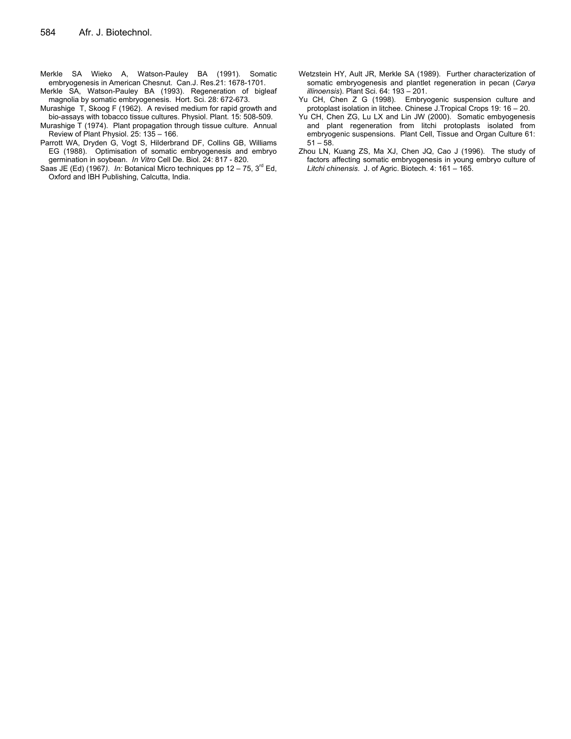Merkle SA Wieko A, Watson-Pauley BA (1991). Somatic embryogenesis in American Chesnut. Can.J. Res.21: 1678-1701.

Merkle SA, Watson-Pauley BA (1993). Regeneration of bigleaf magnolia by somatic embryogenesis. Hort. Sci. 28: 672-673.

Murashige T, Skoog F (1962). A revised medium for rapid growth and bio-assays with tobacco tissue cultures. Physiol. Plant. 15: 508-509.

Murashige T (1974). Plant propagation through tissue culture. Annual Review of Plant Physiol. 25: 135 – 166.

Parrott WA, Dryden G, Vogt S, Hilderbrand DF, Collins GB, Williams EG (1988). Optimisation of somatic embryogenesis and embryo germination in soybean. *In Vitro* Cell De. Biol. 24: 817 - 820.

Saas JE (Ed) (1967). *In:* Botanical Micro techniques pp 12 – 75, 3rd Ed, Oxford and IBH Publishing, Calcutta, India.

Wetzstein HY, Ault JR, Merkle SA (1989). Further characterization of somatic embryogenesis and plantlet regeneration in pecan (*Carya illinoensis*). Plant Sci. 64: 193 – 201.

Yu CH, Chen Z G (1998). Embryogenic suspension culture and protoplast isolation in litchee. Chinese J.Tropical Crops 19: 16 – 20.

Yu CH, Chen ZG, Lu LX and Lin JW (2000). Somatic embyogenesis and plant regeneration from litchi protoplasts isolated from embryogenic suspensions. Plant Cell, Tissue and Organ Culture 61: 51 – 58.

Zhou LN, Kuang ZS, Ma XJ, Chen JQ, Cao J (1996). The study of factors affecting somatic embryogenesis in young embryo culture of *Litchi chinensis*. J. of Agric. Biotech. 4: 161 – 165.